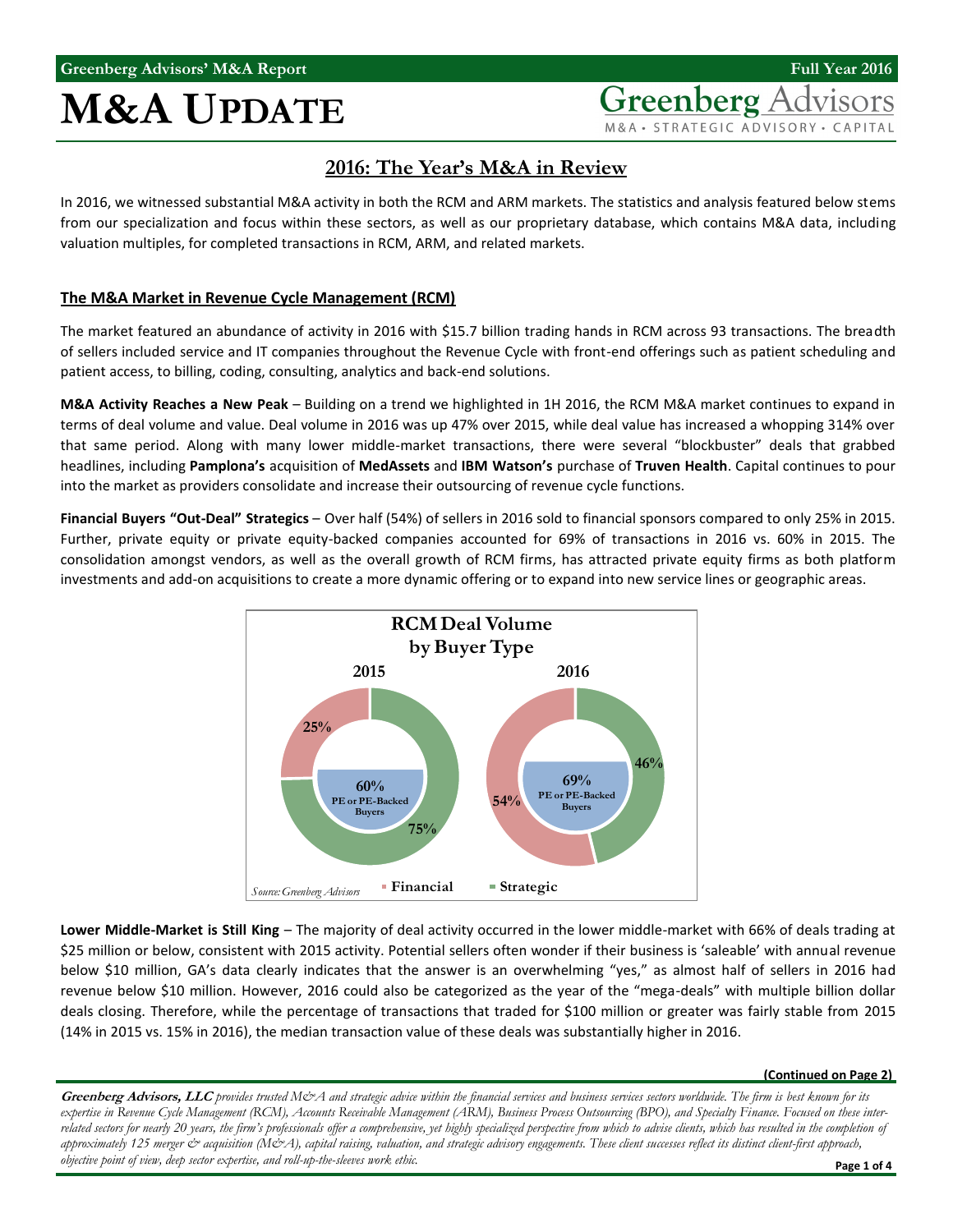# M&A UPDATE

## 2016: The Year's M&A in Review

In 2016, we witnessed substantial M&A activity in both the RCM and ARM markets. The statistics and analysis featured below stems from our specialization and focus within these sectors, as well as our proprietary database, which contains M&A data, including valuation multiples, for completed transactions in RCM, ARM, and related markets.

### The M&A Market in Revenue Cycle Management (RCM)

The market featured an abundance of activity in 2016 with $15.7 billion trading hands in RCM across 93 transactions. The breadth of sellers included service and IT companies throughout the Revenue Cycle with front-end offerings such as patient scheduling and patient access, to billing, coding, consulting, analytics and back-end solutions.

**M&A Activity Reaches a New Peak** – Building on a trend we highlighted in 1H 2016, the RCM M&A market continues to expand in terms of deal volume and value. Deal volume in 2016 was up 47% over 2015, while deal value has increased a whopping 314% over that same period. Along with many lower middle-market transactions, there were several "blockbuster" deals that grabbed headlines, including **Pamplona's** acquisition of **MedAssets** and **IBM Watson's** purchase of **Truven Health**. Capital continues to pour into the market as providers consolidate and increase their outsourcing of revenue cycle functions.

**Financial Buyers "Out-Deal" Strategics** – Over half (54%) of sellers in 2016 sold to financial sponsors compared to only 25% in 2015. Further, private equity or private equity-backed companies accounted for 69% of transactions in 2016 vs. 60% in 2015. The consolidation amongst vendors, as well as the overall growth of RCM firms, has attracted private equity firms as both platform investments and add-on acquisitions to create a more dynamic offering or to expand into new service lines or geographic areas.

**RCM Deal Volume by Buyer Type**

| | 2015 | 2016 |
|---|---|---|
| Financial | 25% | 54% |
| Strategic | 75% | 46% |
| PE or PE-Backed Buyers | 60% | 69% |

*Source: Greenberg Advisors*

**Lower Middle-Market is Still King** – The majority of deal activity occurred in the lower middle-market with 66% of deals trading at $25 million or below, consistent with 2015 activity. Potential sellers often wonder if their business is 'saleable' with annual revenue below $10 million, GA's data clearly indicates that the answer is an overwhelming "yes," as almost half of sellers in 2016 had revenue below $10 million. However, 2016 could also be categorized as the year of the "mega-deals" with multiple billion dollar deals closing. Therefore, while the percentage of transactions that traded for $100 million or greater was fairly stable from 2015 (14% in 2015 vs. 15% in 2016), the median transaction value of these deals was substantially higher in 2016.

**(Continued on Page 2)**

***Greenberg Advisors, LLC** provides trusted M&A and strategic advice within the financial services and business services sectors worldwide. The firm is best known for its expertise in Revenue Cycle Management (RCM), Accounts Receivable Management (ARM), Business Process Outsourcing (BPO), and Specialty Finance. Focused on these inter-related sectors for nearly 20 years, the firm's professionals offer a comprehensive, yet highly specialized perspective from which to advise clients, which has resulted in the completion of approximately 125 merger & acquisition (M&A), capital raising, valuation, and strategic advisory engagements. These client successes reflect its distinct client-first approach, objective point of view, deep sector expertise, and roll-up-the-sleeves work ethic.*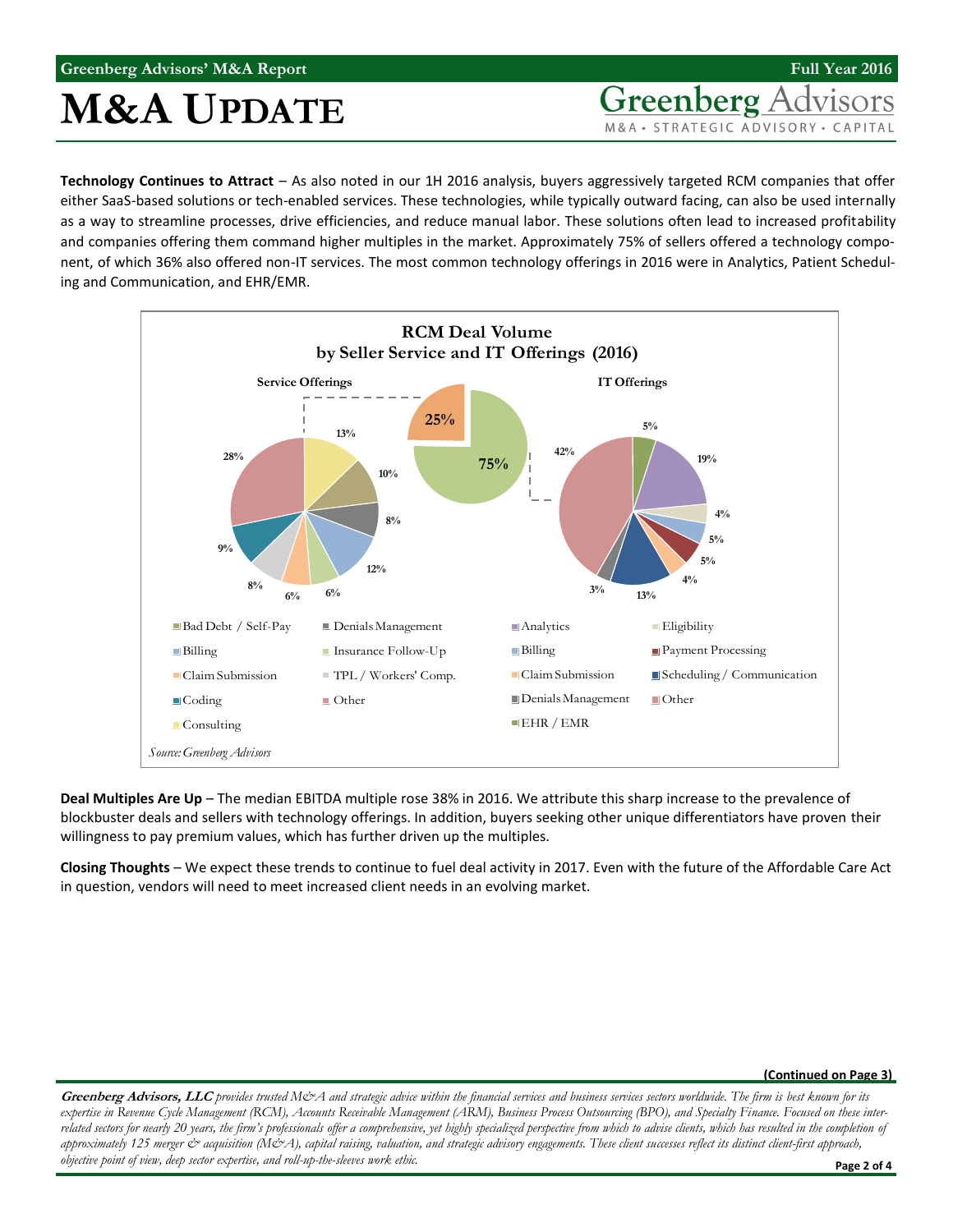# M&A UPDATE

**Technology Continues to Attract** – As also noted in our 1H 2016 analysis, buyers aggressively targeted RCM companies that offer either SaaS-based solutions or tech-enabled services. These technologies, while typically outward facing, can also be used internally as a way to streamline processes, drive efficiencies, and reduce manual labor. These solutions often lead to increased profitability and companies offering them command higher multiples in the market. Approximately 75% of sellers offered a technology component, of which 36% also offered non-IT services. The most common technology offerings in 2016 were in Analytics, Patient Scheduling and Communication, and EHR/EMR.

**RCM Deal Volume by Seller Service and IT Offerings (2016)**

Overall: 75% (IT Offerings), 25% (Service Offerings)

| Service Offerings | % |
|---|---|
| Bad Debt / Self-Pay | 10% |
| Denials Management | 8% |
| Billing | 12% |
| Insurance Follow-Up | 6% |
| Claim Submission | 6% |
| TPL / Workers' Comp. | 8% |
| Coding | 9% |
| Other | 28% |
| Consulting | 13% |

| IT Offerings | % |
|---|---|
| Analytics | 19% |
| Eligibility | 4% |
| Billing | 5% |
| Payment Processing | 5% |
| Claim Submission | 4% |
| Scheduling / Communication | 13% |
| Denials Management | 3% |
| Other | 42% |
| EHR / EMR | 5% |

*Source: Greenberg Advisors*

**Deal Multiples Are Up** – The median EBITDA multiple rose 38% in 2016. We attribute this sharp increase to the prevalence of blockbuster deals and sellers with technology offerings. In addition, buyers seeking other unique differentiators have proven their willingness to pay premium values, which has further driven up the multiples.

**Closing Thoughts** – We expect these trends to continue to fuel deal activity in 2017. Even with the future of the Affordable Care Act in question, vendors will need to meet increased client needs in an evolving market.

**(Continued on Page 3)**

***Greenberg Advisors, LLC** provides trusted M&A and strategic advice within the financial services and business services sectors worldwide. The firm is best known for its expertise in Revenue Cycle Management (RCM), Accounts Receivable Management (ARM), Business Process Outsourcing (BPO), and Specialty Finance. Focused on these interrelated sectors for nearly 20 years, the firm's professionals offer a comprehensive, yet highly specialized perspective from which to advise clients, which has resulted in the completion of approximately 125 merger & acquisition (M&A), capital raising, valuation, and strategic advisory engagements. These client successes reflect its distinct client-first approach, objective point of view, deep sector expertise, and roll-up-the-sleeves work ethic.*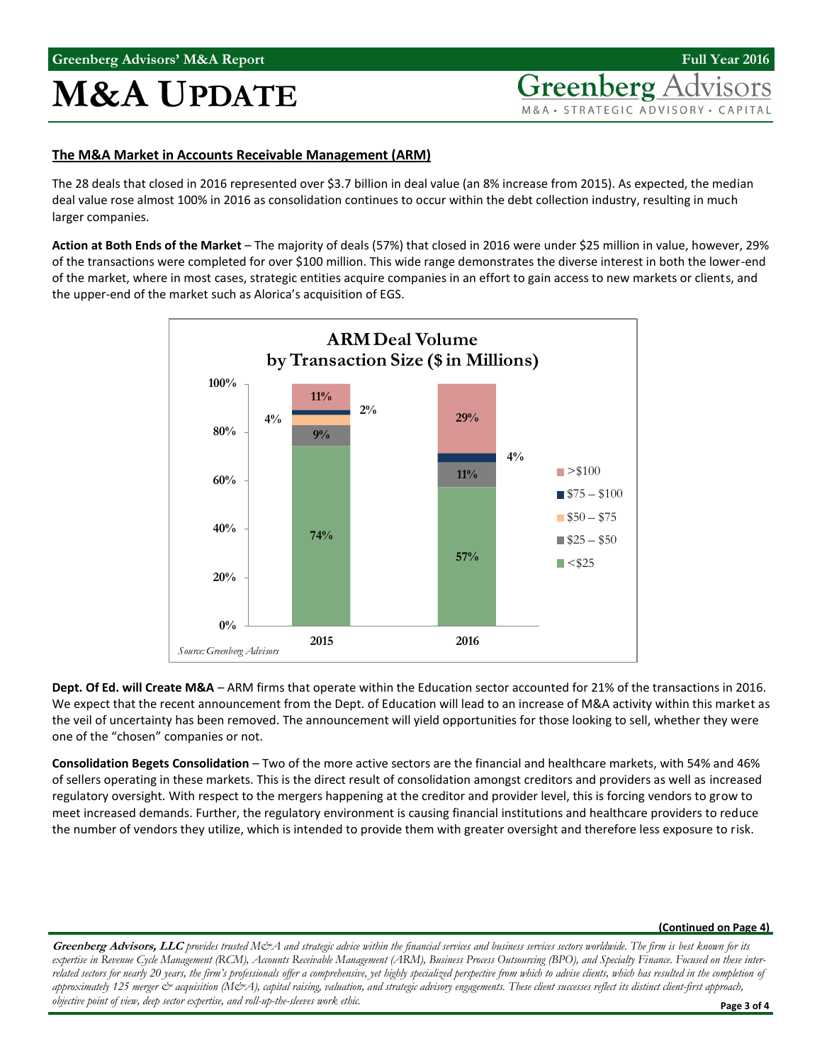## The M&A Market in Accounts Receivable Management (ARM)

The 28 deals that closed in 2016 represented over $3.7 billion in deal value (an 8% increase from 2015). As expected, the median deal value rose almost 100% in 2016 as consolidation continues to occur within the debt collection industry, resulting in much larger companies.

**Action at Both Ends of the Market** – The majority of deals (57%) that closed in 2016 were under $25 million in value, however, 29% of the transactions were completed for over $100 million. This wide range demonstrates the diverse interest in both the lower-end of the market, where in most cases, strategic entities acquire companies in an effort to gain access to new markets or clients, and the upper-end of the market such as Alorica's acquisition of EGS.

**ARM Deal Volume by Transaction Size ($ in Millions)**

| Transaction Size | 2015 | 2016 |
| --- | --- | --- |
| >$100 | 11% | 29% |
| $75 – $100 | 2% | 4% |
| $50 – $75 | 4% | |
| $25 – $50 | 9% | 11% |
| <$25 | 74% | 57% |

*Source: Greenberg Advisors*

**Dept. Of Ed. will Create M&A** – ARM firms that operate within the Education sector accounted for 21% of the transactions in 2016. We expect that the recent announcement from the Dept. of Education will lead to an increase of M&A activity within this market as the veil of uncertainty has been removed. The announcement will yield opportunities for those looking to sell, whether they were one of the "chosen" companies or not.

**Consolidation Begets Consolidation** – Two of the more active sectors are the financial and healthcare markets, with 54% and 46% of sellers operating in these markets. This is the direct result of consolidation amongst creditors and providers as well as increased regulatory oversight. With respect to the mergers happening at the creditor and provider level, this is forcing vendors to grow to meet increased demands. Further, the regulatory environment is causing financial institutions and healthcare providers to reduce the number of vendors they utilize, which is intended to provide them with greater oversight and therefore less exposure to risk.

**(Continued on Page 4)**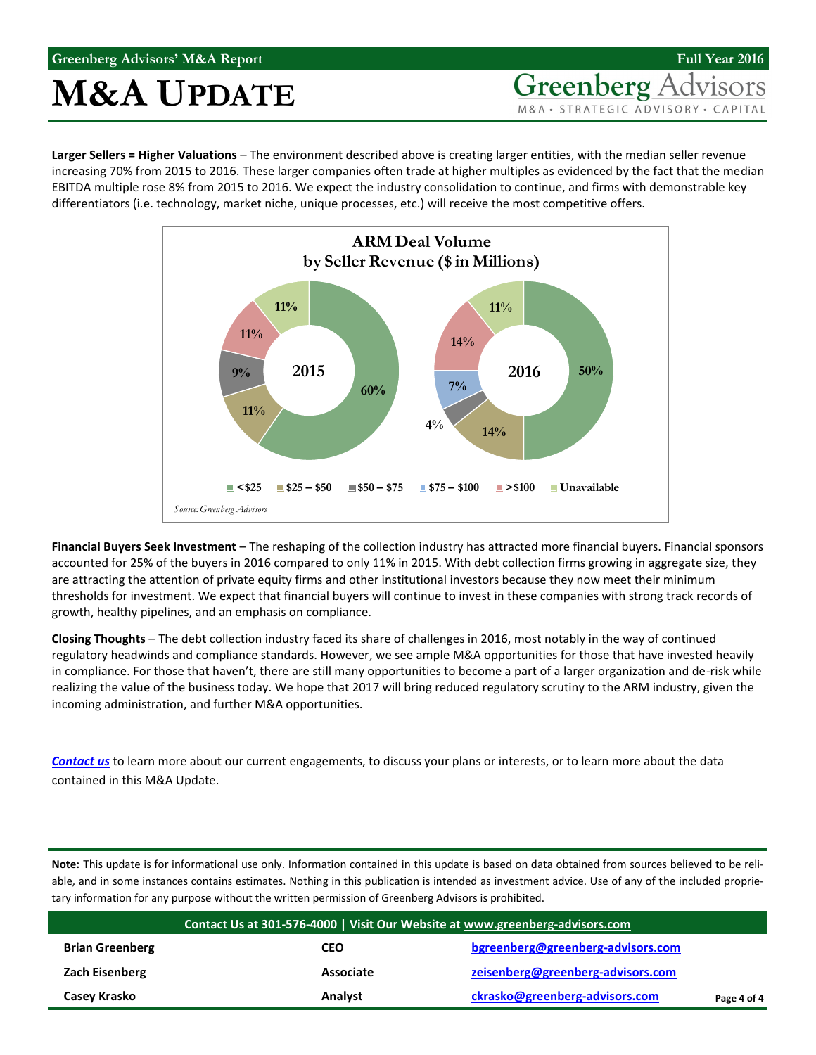**Larger Sellers = Higher Valuations** – The environment described above is creating larger entities, with the median seller revenue increasing 70% from 2015 to 2016. These larger companies often trade at higher multiples as evidenced by the fact that the median EBITDA multiple rose 8% from 2015 to 2016. We expect the industry consolidation to continue, and firms with demonstrable key differentiators (i.e. technology, market niche, unique processes, etc.) will receive the most competitive offers.

**ARM Deal Volume by Seller Revenue ($ in Millions)**

2015

60%
11%
9%
11%
11%

2016

50%
14%
4%
7%
14%
11%

<$25
$25 – $50
$50 – $75
$75 – $100
>$100
Unavailable

*Source: Greenberg Advisors*

**Financial Buyers Seek Investment** – The reshaping of the collection industry has attracted more financial buyers. Financial sponsors accounted for 25% of the buyers in 2016 compared to only 11% in 2015. With debt collection firms growing in aggregate size, they are attracting the attention of private equity firms and other institutional investors because they now meet their minimum thresholds for investment. We expect that financial buyers will continue to invest in these companies with strong track records of growth, healthy pipelines, and an emphasis on compliance.

**Closing Thoughts** – The debt collection industry faced its share of challenges in 2016, most notably in the way of continued regulatory headwinds and compliance standards. However, we see ample M&A opportunities for those that have invested heavily in compliance. For those that haven't, there are still many opportunities to become a part of a larger organization and de-risk while realizing the value of the business today. We hope that 2017 will bring reduced regulatory scrutiny to the ARM industry, given the incoming administration, and further M&A opportunities.

***Contact us*** to learn more about our current engagements, to discuss your plans or interests, or to learn more about the data contained in this M&A Update.

**Note:** This update is for informational use only. Information contained in this update is based on data obtained from sources believed to be reliable, and in some instances contains estimates. Nothing in this publication is intended as investment advice. Use of any of the included proprietary information for any purpose without the written permission of Greenberg Advisors is prohibited.

**Contact Us at 301-576-4000 | Visit Our Website at www.greenberg-advisors.com**

| | | |
|---|---|---|
| **Brian Greenberg** | **CEO** | bgreenberg@greenberg-advisors.com |
| **Zach Eisenberg** | **Associate** | zeisenberg@greenberg-advisors.com |
| **Casey Krasko** | **Analyst** | ckrasko@greenberg-advisors.com |